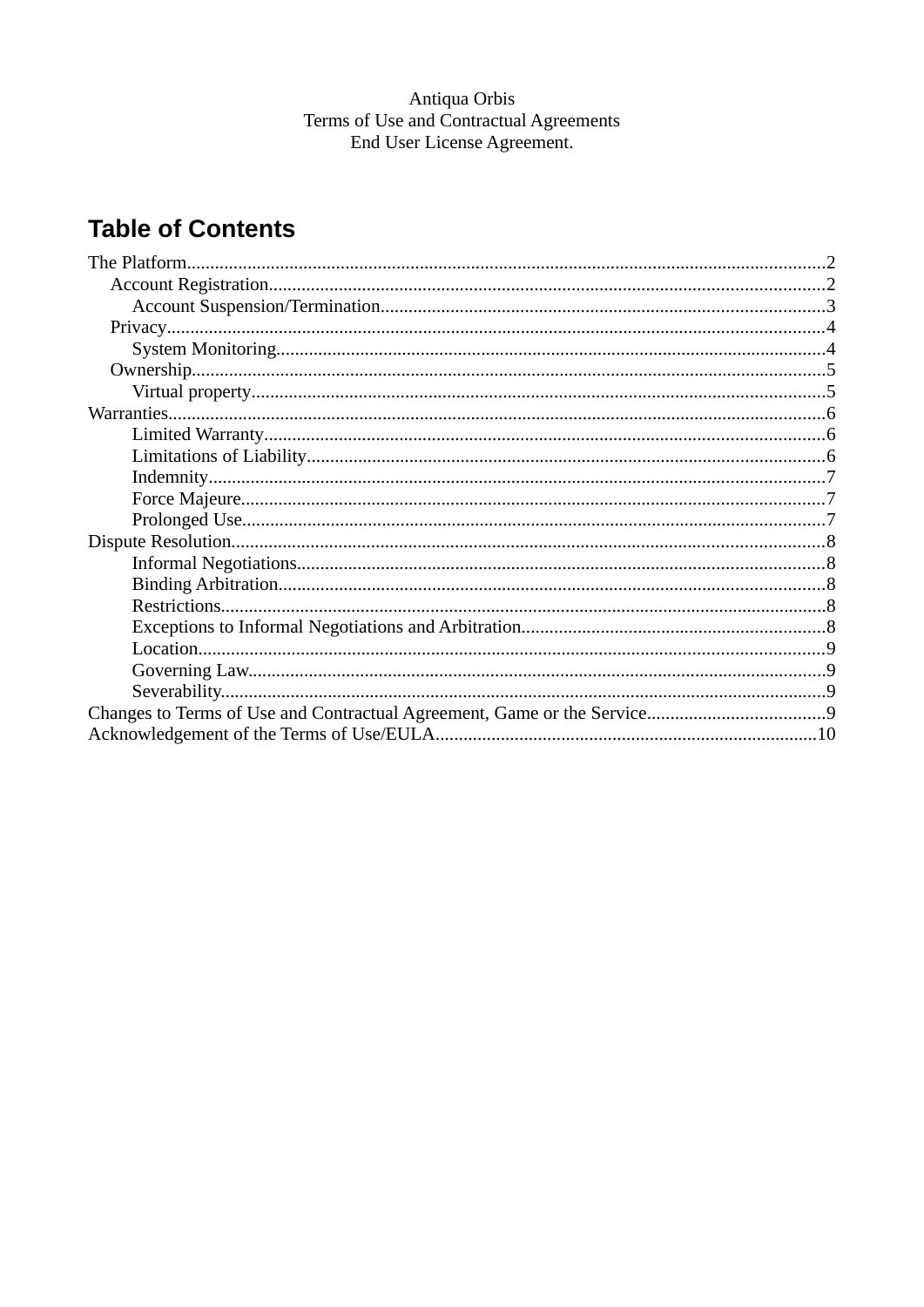Antiqua Orbis

Terms of Use and Contractual Agreements

End User License Agreement.

## Table of Contents

- The Platform....2
  - Account Registration....2
    - Account Suspension/Termination....3
  - Privacy....4
    - System Monitoring....4
  - Ownership....5
    - Virtual property....5
- Warranties....6
    - Limited Warranty....6
    - Limitations of Liability....6
    - Indemnity....7
    - Force Majeure....7
    - Prolonged Use....7
- Dispute Resolution....8
    - Informal Negotiations....8
    - Binding Arbitration....8
    - Restrictions....8
    - Exceptions to Informal Negotiations and Arbitration....8
    - Location....9
    - Governing Law....9
    - Severability....9
- Changes to Terms of Use and Contractual Agreement, Game or the Service....9
- Acknowledgement of the Terms of Use/EULA....10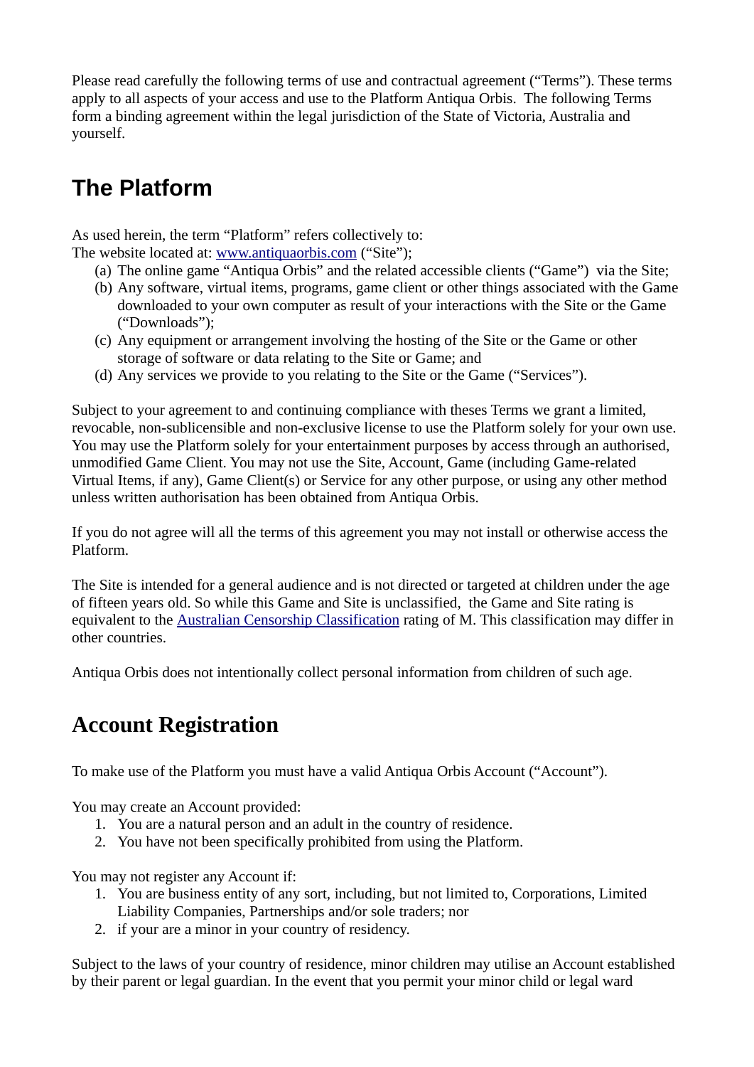Please read carefully the following terms of use and contractual agreement ("Terms"). These terms apply to all aspects of your access and use to the Platform Antiqua Orbis. The following Terms form a binding agreement within the legal jurisdiction of the State of Victoria, Australia and yourself.

## The Platform

As used herein, the term "Platform" refers collectively to:
The website located at: [www.antiquaorbis.com](http://www.antiquaorbis.com) ("Site");

(a) The online game "Antiqua Orbis" and the related accessible clients ("Game") via the Site;
(b) Any software, virtual items, programs, game client or other things associated with the Game downloaded to your own computer as result of your interactions with the Site or the Game ("Downloads");
(c) Any equipment or arrangement involving the hosting of the Site or the Game or other storage of software or data relating to the Site or Game; and
(d) Any services we provide to you relating to the Site or the Game ("Services").

Subject to your agreement to and continuing compliance with theses Terms we grant a limited, revocable, non-sublicensible and non-exclusive license to use the Platform solely for your own use. You may use the Platform solely for your entertainment purposes by access through an authorised, unmodified Game Client. You may not use the Site, Account, Game (including Game-related Virtual Items, if any), Game Client(s) or Service for any other purpose, or using any other method unless written authorisation has been obtained from Antiqua Orbis.

If you do not agree will all the terms of this agreement you may not install or otherwise access the Platform.

The Site is intended for a general audience and is not directed or targeted at children under the age of fifteen years old. So while this Game and Site is unclassified, the Game and Site rating is equivalent to the [Australian Censorship Classification]() rating of M. This classification may differ in other countries.

Antiqua Orbis does not intentionally collect personal information from children of such age.

## Account Registration

To make use of the Platform you must have a valid Antiqua Orbis Account ("Account").

You may create an Account provided:

1. You are a natural person and an adult in the country of residence.
2. You have not been specifically prohibited from using the Platform.

You may not register any Account if:

1. You are business entity of any sort, including, but not limited to, Corporations, Limited Liability Companies, Partnerships and/or sole traders; nor
2. if your are a minor in your country of residency.

Subject to the laws of your country of residence, minor children may utilise an Account established by their parent or legal guardian. In the event that you permit your minor child or legal ward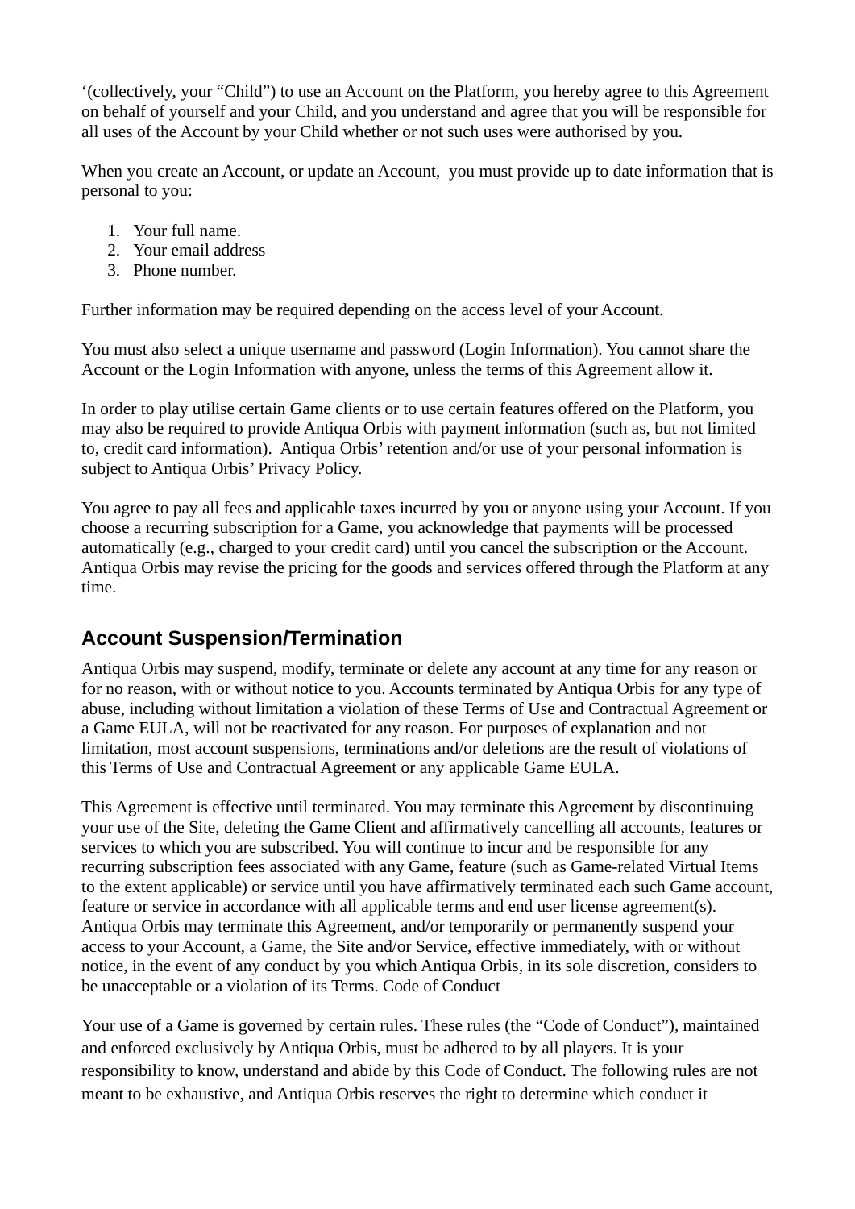‘(collectively, your “Child”) to use an Account on the Platform, you hereby agree to this Agreement on behalf of yourself and your Child, and you understand and agree that you will be responsible for all uses of the Account by your Child whether or not such uses were authorised by you.

When you create an Account, or update an Account, you must provide up to date information that is personal to you:

1. Your full name.
2. Your email address
3. Phone number.

Further information may be required depending on the access level of your Account.

You must also select a unique username and password (Login Information). You cannot share the Account or the Login Information with anyone, unless the terms of this Agreement allow it.

In order to play utilise certain Game clients or to use certain features offered on the Platform, you may also be required to provide Antiqua Orbis with payment information (such as, but not limited to, credit card information). Antiqua Orbis’ retention and/or use of your personal information is subject to Antiqua Orbis’ Privacy Policy.

You agree to pay all fees and applicable taxes incurred by you or anyone using your Account. If you choose a recurring subscription for a Game, you acknowledge that payments will be processed automatically (e.g., charged to your credit card) until you cancel the subscription or the Account. Antiqua Orbis may revise the pricing for the goods and services offered through the Platform at any time.

## Account Suspension/Termination

Antiqua Orbis may suspend, modify, terminate or delete any account at any time for any reason or for no reason, with or without notice to you. Accounts terminated by Antiqua Orbis for any type of abuse, including without limitation a violation of these Terms of Use and Contractual Agreement or a Game EULA, will not be reactivated for any reason. For purposes of explanation and not limitation, most account suspensions, terminations and/or deletions are the result of violations of this Terms of Use and Contractual Agreement or any applicable Game EULA.

This Agreement is effective until terminated. You may terminate this Agreement by discontinuing your use of the Site, deleting the Game Client and affirmatively cancelling all accounts, features or services to which you are subscribed. You will continue to incur and be responsible for any recurring subscription fees associated with any Game, feature (such as Game-related Virtual Items to the extent applicable) or service until you have affirmatively terminated each such Game account, feature or service in accordance with all applicable terms and end user license agreement(s). Antiqua Orbis may terminate this Agreement, and/or temporarily or permanently suspend your access to your Account, a Game, the Site and/or Service, effective immediately, with or without notice, in the event of any conduct by you which Antiqua Orbis, in its sole discretion, considers to be unacceptable or a violation of its Terms. Code of Conduct

Your use of a Game is governed by certain rules. These rules (the “Code of Conduct”), maintained and enforced exclusively by Antiqua Orbis, must be adhered to by all players. It is your responsibility to know, understand and abide by this Code of Conduct. The following rules are not meant to be exhaustive, and Antiqua Orbis reserves the right to determine which conduct it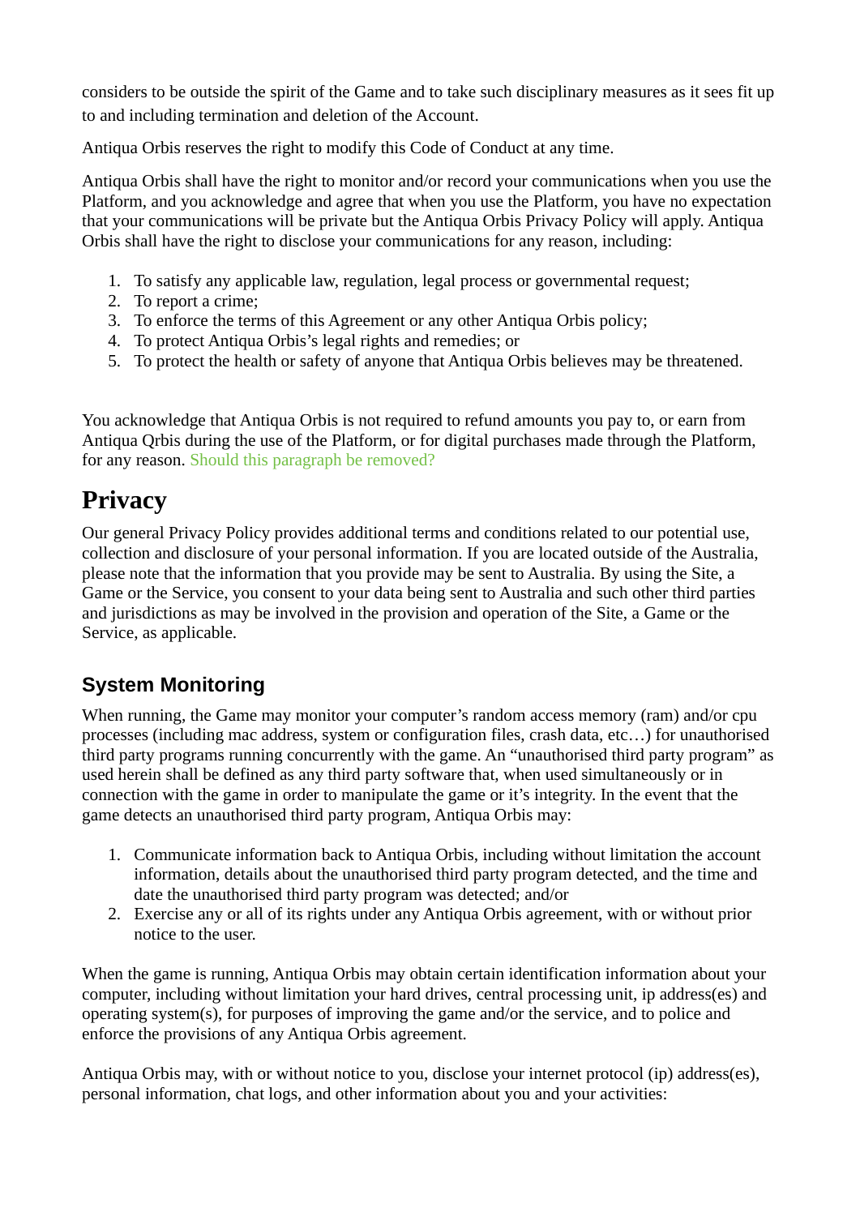considers to be outside the spirit of the Game and to take such disciplinary measures as it sees fit up to and including termination and deletion of the Account.

Antiqua Orbis reserves the right to modify this Code of Conduct at any time.

Antiqua Orbis shall have the right to monitor and/or record your communications when you use the Platform, and you acknowledge and agree that when you use the Platform, you have no expectation that your communications will be private but the Antiqua Orbis Privacy Policy will apply. Antiqua Orbis shall have the right to disclose your communications for any reason, including:

1. To satisfy any applicable law, regulation, legal process or governmental request;
2. To report a crime;
3. To enforce the terms of this Agreement or any other Antiqua Orbis policy;
4. To protect Antiqua Orbis's legal rights and remedies; or
5. To protect the health or safety of anyone that Antiqua Orbis believes may be threatened.

You acknowledge that Antiqua Orbis is not required to refund amounts you pay to, or earn from Antiqua Qrbis during the use of the Platform, or for digital purchases made through the Platform, for any reason. Should this paragraph be removed?

# Privacy

Our general Privacy Policy provides additional terms and conditions related to our potential use, collection and disclosure of your personal information. If you are located outside of the Australia, please note that the information that you provide may be sent to Australia. By using the Site, a Game or the Service, you consent to your data being sent to Australia and such other third parties and jurisdictions as may be involved in the provision and operation of the Site, a Game or the Service, as applicable.

## System Monitoring

When running, the Game may monitor your computer's random access memory (ram) and/or cpu processes (including mac address, system or configuration files, crash data, etc…) for unauthorised third party programs running concurrently with the game. An "unauthorised third party program" as used herein shall be defined as any third party software that, when used simultaneously or in connection with the game in order to manipulate the game or it's integrity. In the event that the game detects an unauthorised third party program, Antiqua Orbis may:

1. Communicate information back to Antiqua Orbis, including without limitation the account information, details about the unauthorised third party program detected, and the time and date the unauthorised third party program was detected; and/or
2. Exercise any or all of its rights under any Antiqua Orbis agreement, with or without prior notice to the user.

When the game is running, Antiqua Orbis may obtain certain identification information about your computer, including without limitation your hard drives, central processing unit, ip address(es) and operating system(s), for purposes of improving the game and/or the service, and to police and enforce the provisions of any Antiqua Orbis agreement.

Antiqua Orbis may, with or without notice to you, disclose your internet protocol (ip) address(es), personal information, chat logs, and other information about you and your activities: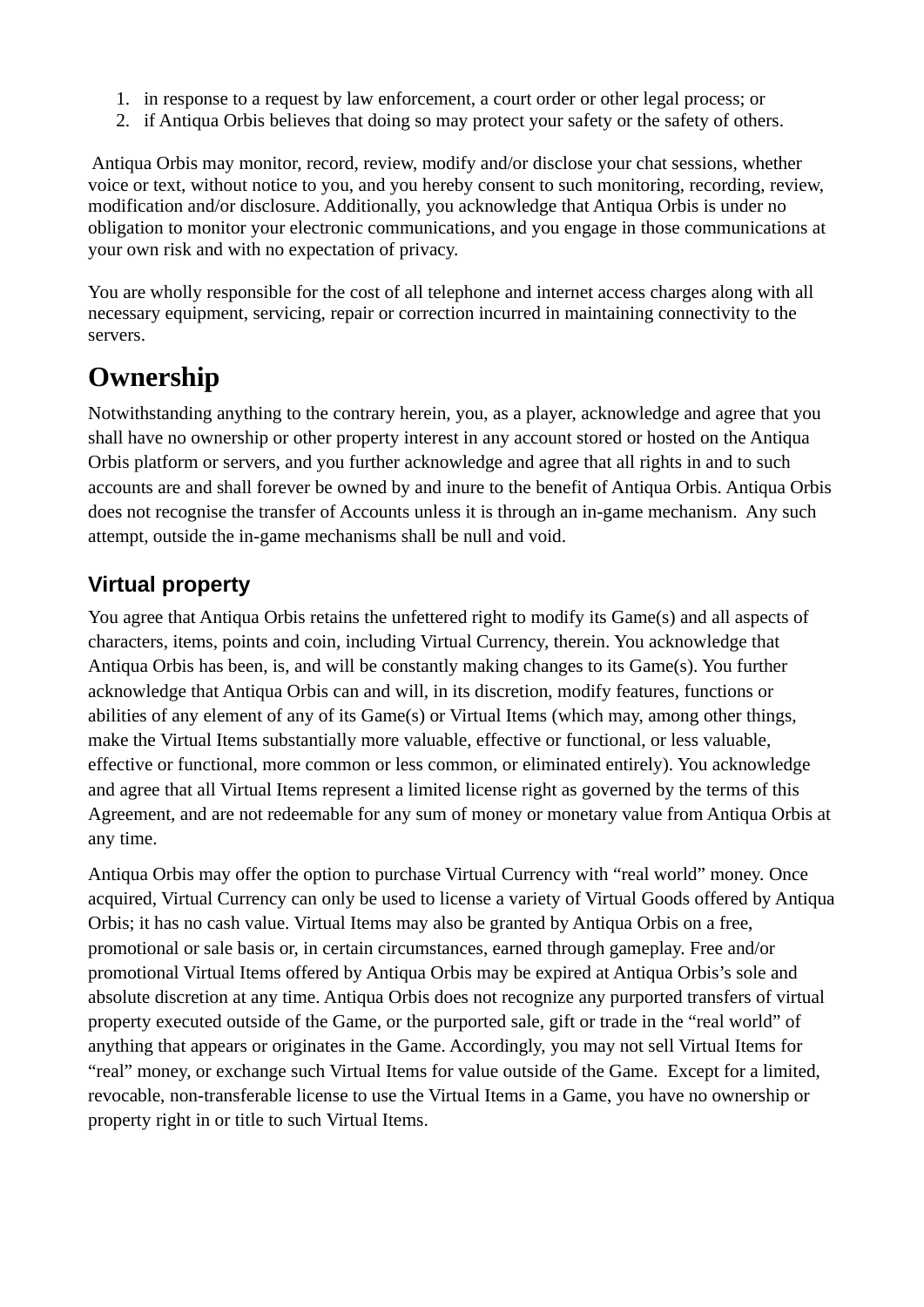1. in response to a request by law enforcement, a court order or other legal process; or
2. if Antiqua Orbis believes that doing so may protect your safety or the safety of others.

Antiqua Orbis may monitor, record, review, modify and/or disclose your chat sessions, whether voice or text, without notice to you, and you hereby consent to such monitoring, recording, review, modification and/or disclosure. Additionally, you acknowledge that Antiqua Orbis is under no obligation to monitor your electronic communications, and you engage in those communications at your own risk and with no expectation of privacy.

You are wholly responsible for the cost of all telephone and internet access charges along with all necessary equipment, servicing, repair or correction incurred in maintaining connectivity to the servers.

# Ownership

Notwithstanding anything to the contrary herein, you, as a player, acknowledge and agree that you shall have no ownership or other property interest in any account stored or hosted on the Antiqua Orbis platform or servers, and you further acknowledge and agree that all rights in and to such accounts are and shall forever be owned by and inure to the benefit of Antiqua Orbis. Antiqua Orbis does not recognise the transfer of Accounts unless it is through an in-game mechanism. Any such attempt, outside the in-game mechanisms shall be null and void.

## Virtual property

You agree that Antiqua Orbis retains the unfettered right to modify its Game(s) and all aspects of characters, items, points and coin, including Virtual Currency, therein. You acknowledge that Antiqua Orbis has been, is, and will be constantly making changes to its Game(s). You further acknowledge that Antiqua Orbis can and will, in its discretion, modify features, functions or abilities of any element of any of its Game(s) or Virtual Items (which may, among other things, make the Virtual Items substantially more valuable, effective or functional, or less valuable, effective or functional, more common or less common, or eliminated entirely). You acknowledge and agree that all Virtual Items represent a limited license right as governed by the terms of this Agreement, and are not redeemable for any sum of money or monetary value from Antiqua Orbis at any time.

Antiqua Orbis may offer the option to purchase Virtual Currency with "real world" money. Once acquired, Virtual Currency can only be used to license a variety of Virtual Goods offered by Antiqua Orbis; it has no cash value. Virtual Items may also be granted by Antiqua Orbis on a free, promotional or sale basis or, in certain circumstances, earned through gameplay. Free and/or promotional Virtual Items offered by Antiqua Orbis may be expired at Antiqua Orbis's sole and absolute discretion at any time. Antiqua Orbis does not recognize any purported transfers of virtual property executed outside of the Game, or the purported sale, gift or trade in the "real world" of anything that appears or originates in the Game. Accordingly, you may not sell Virtual Items for "real" money, or exchange such Virtual Items for value outside of the Game. Except for a limited, revocable, non-transferable license to use the Virtual Items in a Game, you have no ownership or property right in or title to such Virtual Items.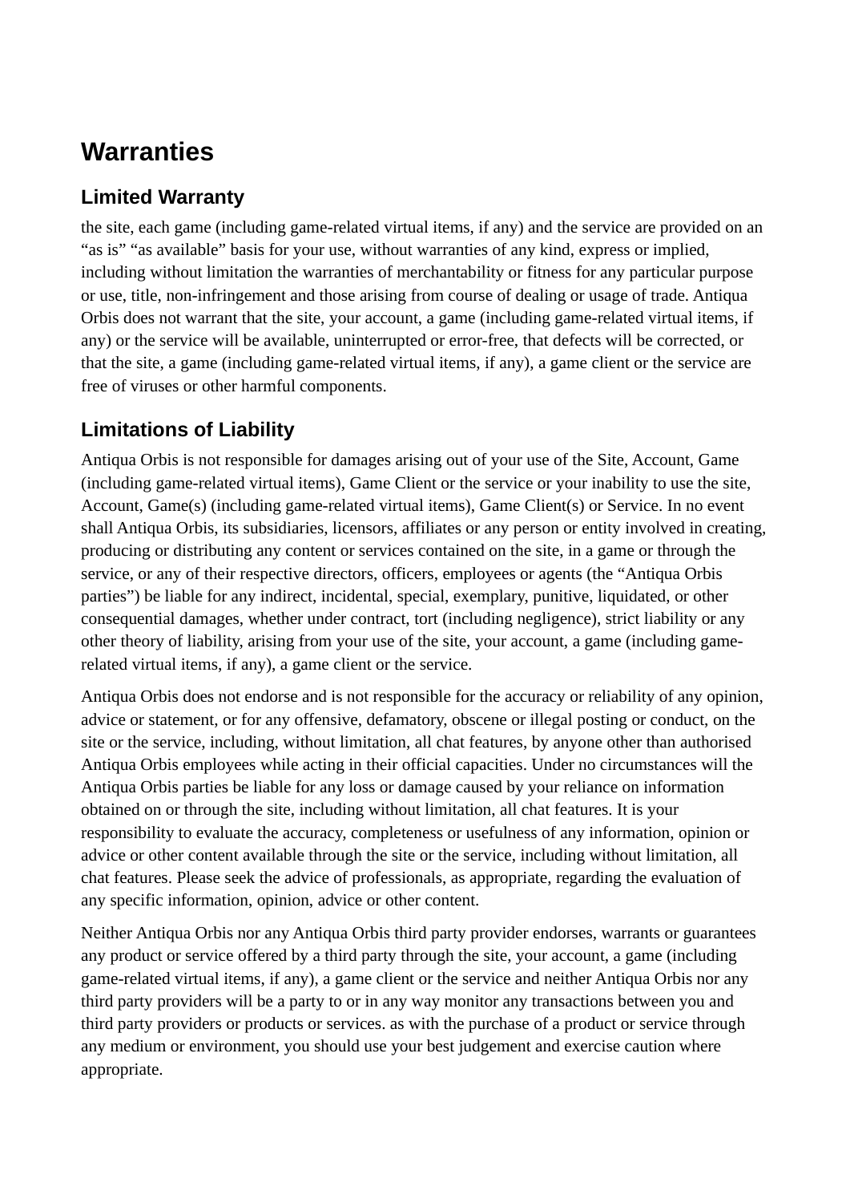# Warranties

## Limited Warranty

the site, each game (including game-related virtual items, if any) and the service are provided on an “as is” “as available” basis for your use, without warranties of any kind, express or implied, including without limitation the warranties of merchantability or fitness for any particular purpose or use, title, non-infringement and those arising from course of dealing or usage of trade. Antiqua Orbis does not warrant that the site, your account, a game (including game-related virtual items, if any) or the service will be available, uninterrupted or error-free, that defects will be corrected, or that the site, a game (including game-related virtual items, if any), a game client or the service are free of viruses or other harmful components.

## Limitations of Liability

Antiqua Orbis is not responsible for damages arising out of your use of the Site, Account, Game (including game-related virtual items), Game Client or the service or your inability to use the site, Account, Game(s) (including game-related virtual items), Game Client(s) or Service. In no event shall Antiqua Orbis, its subsidiaries, licensors, affiliates or any person or entity involved in creating, producing or distributing any content or services contained on the site, in a game or through the service, or any of their respective directors, officers, employees or agents (the “Antiqua Orbis parties”) be liable for any indirect, incidental, special, exemplary, punitive, liquidated, or other consequential damages, whether under contract, tort (including negligence), strict liability or any other theory of liability, arising from your use of the site, your account, a game (including game-related virtual items, if any), a game client or the service.

Antiqua Orbis does not endorse and is not responsible for the accuracy or reliability of any opinion, advice or statement, or for any offensive, defamatory, obscene or illegal posting or conduct, on the site or the service, including, without limitation, all chat features, by anyone other than authorised Antiqua Orbis employees while acting in their official capacities. Under no circumstances will the Antiqua Orbis parties be liable for any loss or damage caused by your reliance on information obtained on or through the site, including without limitation, all chat features. It is your responsibility to evaluate the accuracy, completeness or usefulness of any information, opinion or advice or other content available through the site or the service, including without limitation, all chat features. Please seek the advice of professionals, as appropriate, regarding the evaluation of any specific information, opinion, advice or other content.

Neither Antiqua Orbis nor any Antiqua Orbis third party provider endorses, warrants or guarantees any product or service offered by a third party through the site, your account, a game (including game-related virtual items, if any), a game client or the service and neither Antiqua Orbis nor any third party providers will be a party to or in any way monitor any transactions between you and third party providers or products or services. as with the purchase of a product or service through any medium or environment, you should use your best judgement and exercise caution where appropriate.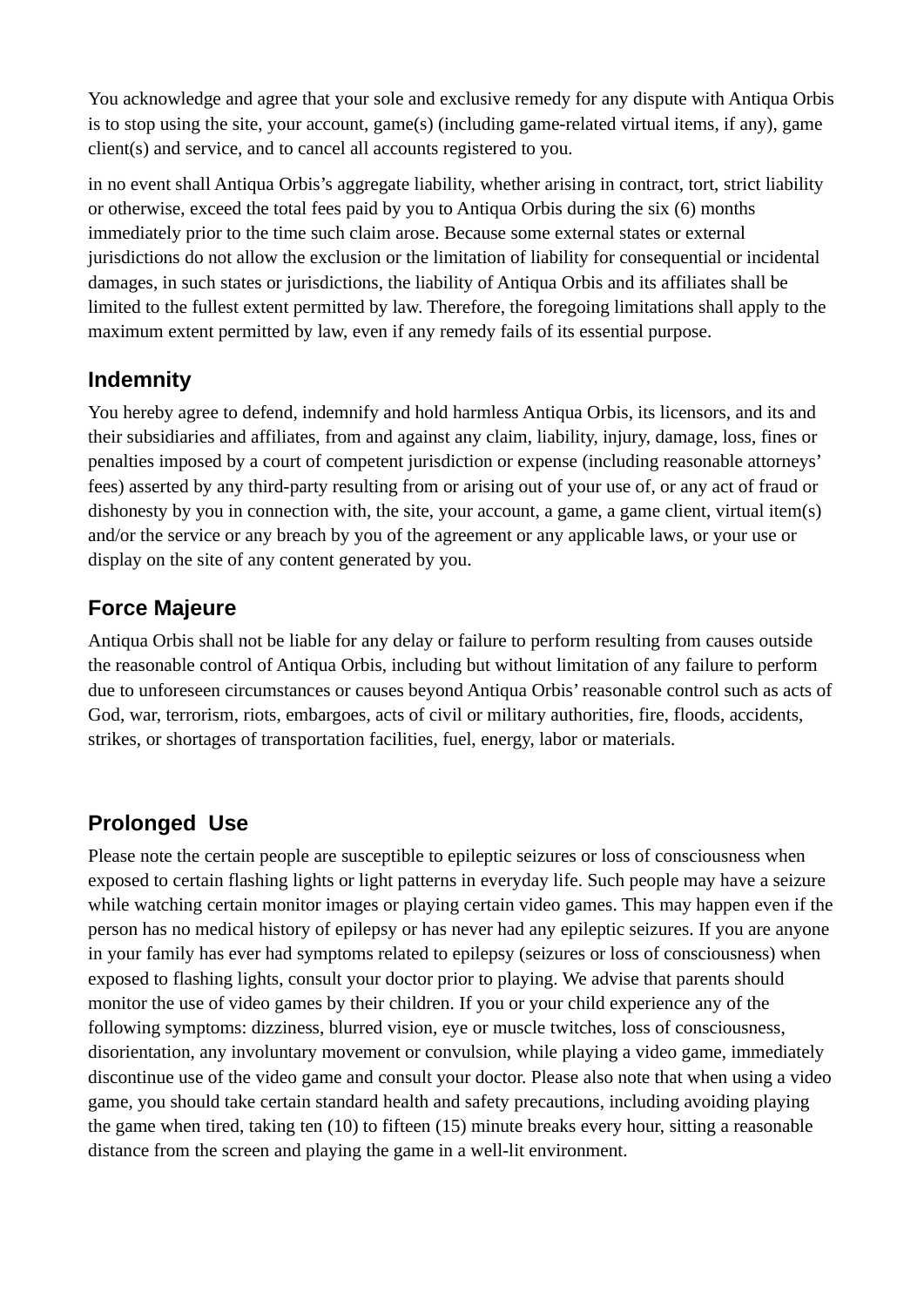You acknowledge and agree that your sole and exclusive remedy for any dispute with Antiqua Orbis is to stop using the site, your account, game(s) (including game-related virtual items, if any), game client(s) and service, and to cancel all accounts registered to you.

in no event shall Antiqua Orbis's aggregate liability, whether arising in contract, tort, strict liability or otherwise, exceed the total fees paid by you to Antiqua Orbis during the six (6) months immediately prior to the time such claim arose. Because some external states or external jurisdictions do not allow the exclusion or the limitation of liability for consequential or incidental damages, in such states or jurisdictions, the liability of Antiqua Orbis and its affiliates shall be limited to the fullest extent permitted by law. Therefore, the foregoing limitations shall apply to the maximum extent permitted by law, even if any remedy fails of its essential purpose.

## Indemnity

You hereby agree to defend, indemnify and hold harmless Antiqua Orbis, its licensors, and its and their subsidiaries and affiliates, from and against any claim, liability, injury, damage, loss, fines or penalties imposed by a court of competent jurisdiction or expense (including reasonable attorneys' fees) asserted by any third-party resulting from or arising out of your use of, or any act of fraud or dishonesty by you in connection with, the site, your account, a game, a game client, virtual item(s) and/or the service or any breach by you of the agreement or any applicable laws, or your use or display on the site of any content generated by you.

## Force Majeure

Antiqua Orbis shall not be liable for any delay or failure to perform resulting from causes outside the reasonable control of Antiqua Orbis, including but without limitation of any failure to perform due to unforeseen circumstances or causes beyond Antiqua Orbis' reasonable control such as acts of God, war, terrorism, riots, embargoes, acts of civil or military authorities, fire, floods, accidents, strikes, or shortages of transportation facilities, fuel, energy, labor or materials.

## Prolonged Use

Please note the certain people are susceptible to epileptic seizures or loss of consciousness when exposed to certain flashing lights or light patterns in everyday life. Such people may have a seizure while watching certain monitor images or playing certain video games. This may happen even if the person has no medical history of epilepsy or has never had any epileptic seizures. If you are anyone in your family has ever had symptoms related to epilepsy (seizures or loss of consciousness) when exposed to flashing lights, consult your doctor prior to playing. We advise that parents should monitor the use of video games by their children. If you or your child experience any of the following symptoms: dizziness, blurred vision, eye or muscle twitches, loss of consciousness, disorientation, any involuntary movement or convulsion, while playing a video game, immediately discontinue use of the video game and consult your doctor. Please also note that when using a video game, you should take certain standard health and safety precautions, including avoiding playing the game when tired, taking ten (10) to fifteen (15) minute breaks every hour, sitting a reasonable distance from the screen and playing the game in a well-lit environment.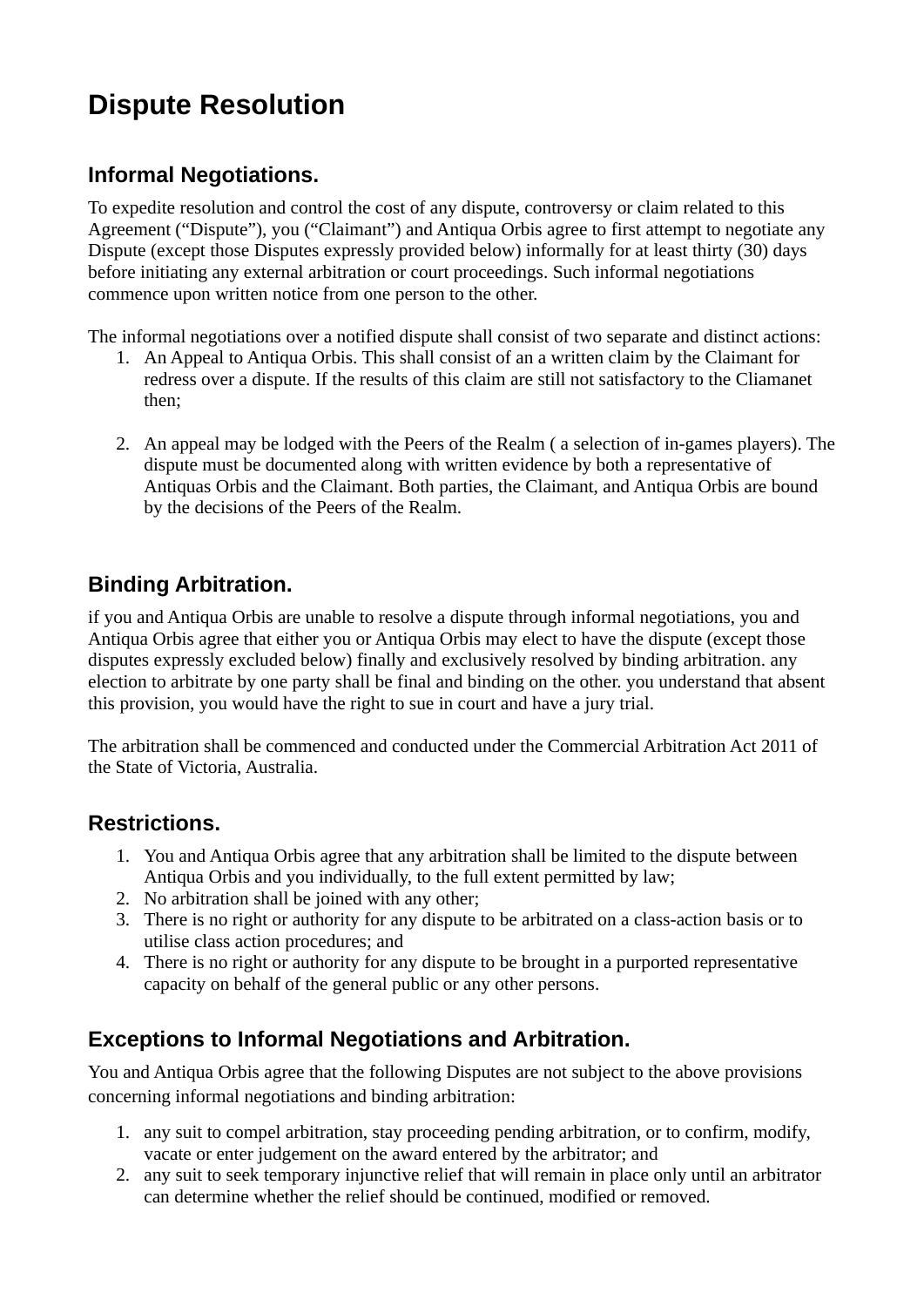# Dispute Resolution

## Informal Negotiations.

To expedite resolution and control the cost of any dispute, controversy or claim related to this Agreement ("Dispute"), you ("Claimant") and Antiqua Orbis agree to first attempt to negotiate any Dispute (except those Disputes expressly provided below) informally for at least thirty (30) days before initiating any external arbitration or court proceedings. Such informal negotiations commence upon written notice from one person to the other.

The informal negotiations over a notified dispute shall consist of two separate and distinct actions:

1. An Appeal to Antiqua Orbis. This shall consist of an a written claim by the Claimant for redress over a dispute. If the results of this claim are still not satisfactory to the Cliamanet then;

2. An appeal may be lodged with the Peers of the Realm ( a selection of in-games players). The dispute must be documented along with written evidence by both a representative of Antiquas Orbis and the Claimant. Both parties, the Claimant, and Antiqua Orbis are bound by the decisions of the Peers of the Realm.

## Binding Arbitration.

if you and Antiqua Orbis are unable to resolve a dispute through informal negotiations, you and Antiqua Orbis agree that either you or Antiqua Orbis may elect to have the dispute (except those disputes expressly excluded below) finally and exclusively resolved by binding arbitration. any election to arbitrate by one party shall be final and binding on the other. you understand that absent this provision, you would have the right to sue in court and have a jury trial.

The arbitration shall be commenced and conducted under the Commercial Arbitration Act 2011 of the State of Victoria, Australia.

## Restrictions.

1. You and Antiqua Orbis agree that any arbitration shall be limited to the dispute between Antiqua Orbis and you individually, to the full extent permitted by law;
2. No arbitration shall be joined with any other;
3. There is no right or authority for any dispute to be arbitrated on a class-action basis or to utilise class action procedures; and
4. There is no right or authority for any dispute to be brought in a purported representative capacity on behalf of the general public or any other persons.

## Exceptions to Informal Negotiations and Arbitration.

You and Antiqua Orbis agree that the following Disputes are not subject to the above provisions concerning informal negotiations and binding arbitration:

1. any suit to compel arbitration, stay proceeding pending arbitration, or to confirm, modify, vacate or enter judgement on the award entered by the arbitrator; and
2. any suit to seek temporary injunctive relief that will remain in place only until an arbitrator can determine whether the relief should be continued, modified or removed.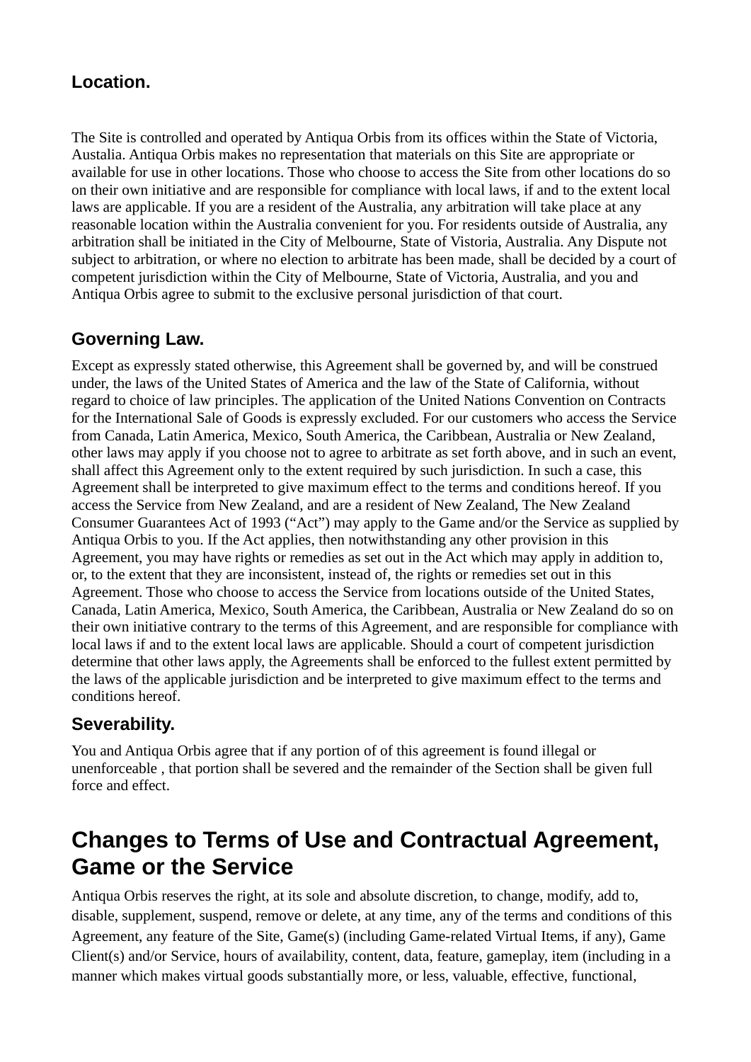### Location.

The Site is controlled and operated by Antiqua Orbis from its offices within the State of Victoria, Austalia. Antiqua Orbis makes no representation that materials on this Site are appropriate or available for use in other locations. Those who choose to access the Site from other locations do so on their own initiative and are responsible for compliance with local laws, if and to the extent local laws are applicable. If you are a resident of the Australia, any arbitration will take place at any reasonable location within the Australia convenient for you. For residents outside of Australia, any arbitration shall be initiated in the City of Melbourne, State of Vistoria, Australia. Any Dispute not subject to arbitration, or where no election to arbitrate has been made, shall be decided by a court of competent jurisdiction within the City of Melbourne, State of Victoria, Australia, and you and Antiqua Orbis agree to submit to the exclusive personal jurisdiction of that court.

### Governing Law.

Except as expressly stated otherwise, this Agreement shall be governed by, and will be construed under, the laws of the United States of America and the law of the State of California, without regard to choice of law principles. The application of the United Nations Convention on Contracts for the International Sale of Goods is expressly excluded. For our customers who access the Service from Canada, Latin America, Mexico, South America, the Caribbean, Australia or New Zealand, other laws may apply if you choose not to agree to arbitrate as set forth above, and in such an event, shall affect this Agreement only to the extent required by such jurisdiction. In such a case, this Agreement shall be interpreted to give maximum effect to the terms and conditions hereof. If you access the Service from New Zealand, and are a resident of New Zealand, The New Zealand Consumer Guarantees Act of 1993 (“Act”) may apply to the Game and/or the Service as supplied by Antiqua Orbis to you. If the Act applies, then notwithstanding any other provision in this Agreement, you may have rights or remedies as set out in the Act which may apply in addition to, or, to the extent that they are inconsistent, instead of, the rights or remedies set out in this Agreement. Those who choose to access the Service from locations outside of the United States, Canada, Latin America, Mexico, South America, the Caribbean, Australia or New Zealand do so on their own initiative contrary to the terms of this Agreement, and are responsible for compliance with local laws if and to the extent local laws are applicable. Should a court of competent jurisdiction determine that other laws apply, the Agreements shall be enforced to the fullest extent permitted by the laws of the applicable jurisdiction and be interpreted to give maximum effect to the terms and conditions hereof.

### Severability.

You and Antiqua Orbis agree that if any portion of of this agreement is found illegal or unenforceable , that portion shall be severed and the remainder of the Section shall be given full force and effect.

## Changes to Terms of Use and Contractual Agreement, Game or the Service

Antiqua Orbis reserves the right, at its sole and absolute discretion, to change, modify, add to, disable, supplement, suspend, remove or delete, at any time, any of the terms and conditions of this Agreement, any feature of the Site, Game(s) (including Game-related Virtual Items, if any), Game Client(s) and/or Service, hours of availability, content, data, feature, gameplay, item (including in a manner which makes virtual goods substantially more, or less, valuable, effective, functional,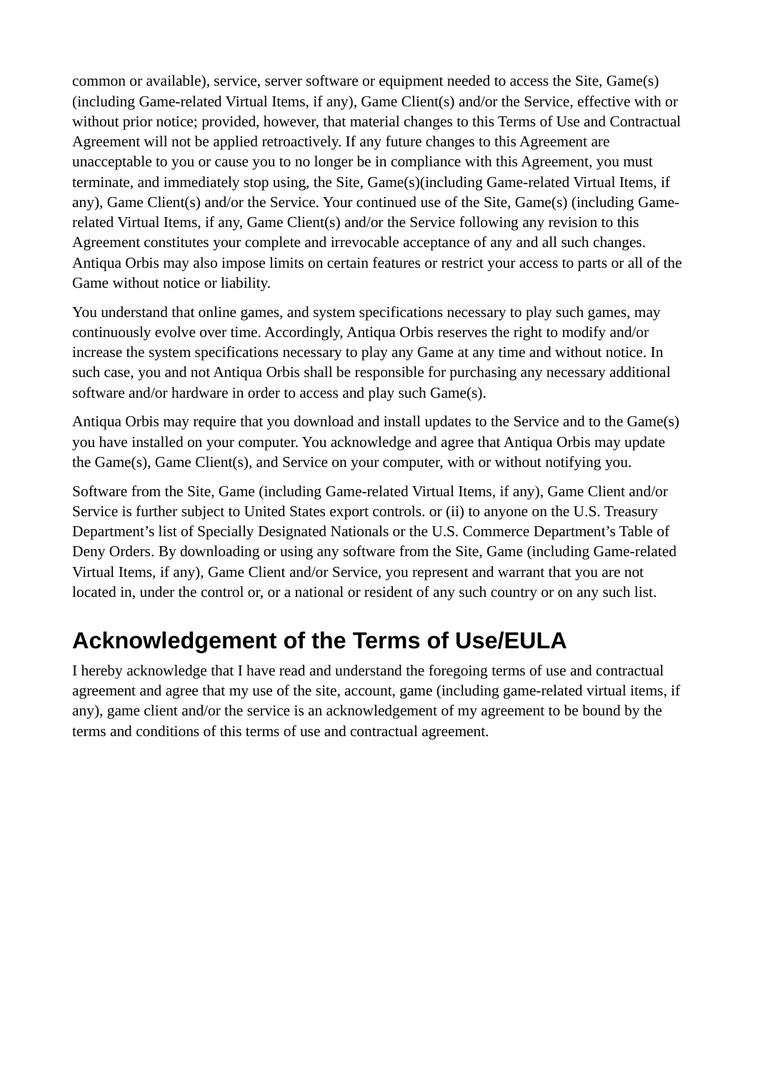common or available), service, server software or equipment needed to access the Site, Game(s) (including Game-related Virtual Items, if any), Game Client(s) and/or the Service, effective with or without prior notice; provided, however, that material changes to this Terms of Use and Contractual Agreement will not be applied retroactively. If any future changes to this Agreement are unacceptable to you or cause you to no longer be in compliance with this Agreement, you must terminate, and immediately stop using, the Site, Game(s)(including Game-related Virtual Items, if any), Game Client(s) and/or the Service. Your continued use of the Site, Game(s) (including Game-related Virtual Items, if any, Game Client(s) and/or the Service following any revision to this Agreement constitutes your complete and irrevocable acceptance of any and all such changes. Antiqua Orbis may also impose limits on certain features or restrict your access to parts or all of the Game without notice or liability.

You understand that online games, and system specifications necessary to play such games, may continuously evolve over time. Accordingly, Antiqua Orbis reserves the right to modify and/or increase the system specifications necessary to play any Game at any time and without notice. In such case, you and not Antiqua Orbis shall be responsible for purchasing any necessary additional software and/or hardware in order to access and play such Game(s).

Antiqua Orbis may require that you download and install updates to the Service and to the Game(s) you have installed on your computer. You acknowledge and agree that Antiqua Orbis may update the Game(s), Game Client(s), and Service on your computer, with or without notifying you.

Software from the Site, Game (including Game-related Virtual Items, if any), Game Client and/or Service is further subject to United States export controls. or (ii) to anyone on the U.S. Treasury Department's list of Specially Designated Nationals or the U.S. Commerce Department's Table of Deny Orders. By downloading or using any software from the Site, Game (including Game-related Virtual Items, if any), Game Client and/or Service, you represent and warrant that you are not located in, under the control or, or a national or resident of any such country or on any such list.

## Acknowledgement of the Terms of Use/EULA

I hereby acknowledge that I have read and understand the foregoing terms of use and contractual agreement and agree that my use of the site, account, game (including game-related virtual items, if any), game client and/or the service is an acknowledgement of my agreement to be bound by the terms and conditions of this terms of use and contractual agreement.